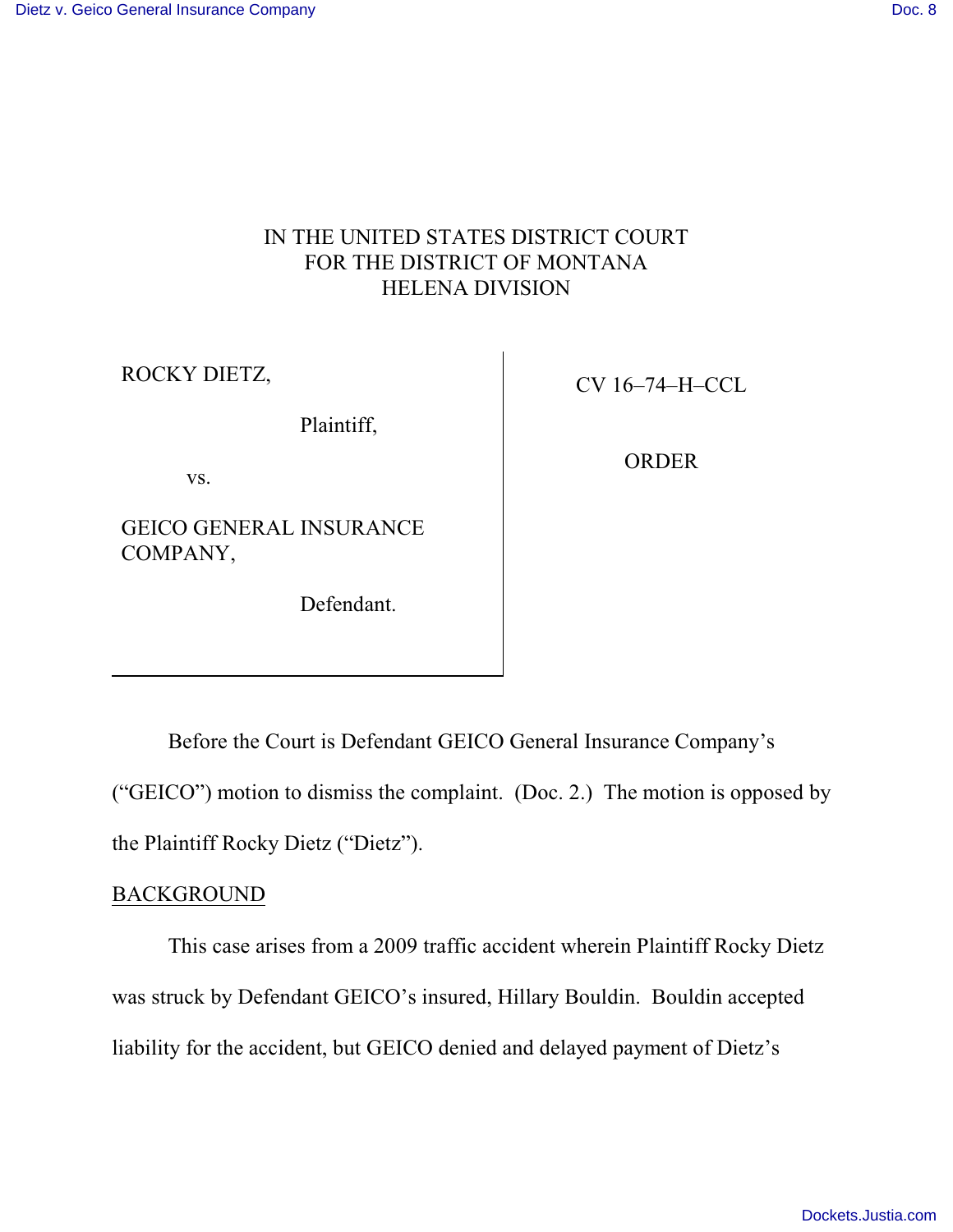IN THE UNITED STATES DISTRICT COURT
FOR THE DISTRICT OF MONTANA
HELENA DIVISION

| | |
|---|---|
| ROCKY DIETZ,<br><br>Plaintiff,<br><br>vs.<br><br>GEICO GENERAL INSURANCE COMPANY,<br><br>Defendant. | CV 16–74–H–CCL<br><br>ORDER |

Before the Court is Defendant GEICO General Insurance Company's ("GEICO") motion to dismiss the complaint. (Doc. 2.) The motion is opposed by the Plaintiff Rocky Dietz ("Dietz").

## BACKGROUND

This case arises from a 2009 traffic accident wherein Plaintiff Rocky Dietz was struck by Defendant GEICO's insured, Hillary Bouldin. Bouldin accepted liability for the accident, but GEICO denied and delayed payment of Dietz's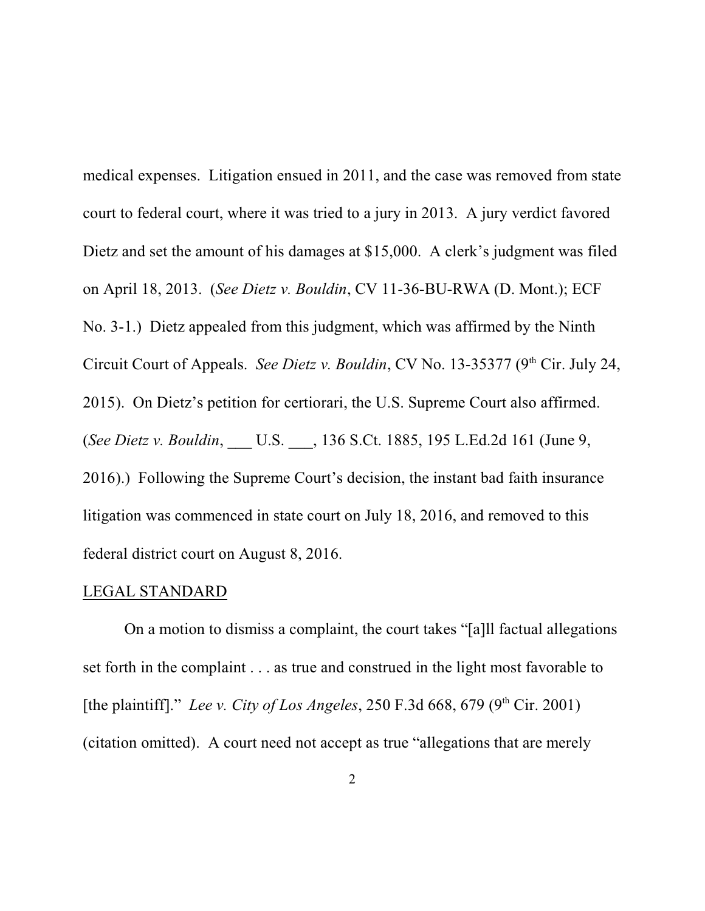medical expenses. Litigation ensued in 2011, and the case was removed from state court to federal court, where it was tried to a jury in 2013. A jury verdict favored Dietz and set the amount of his damages at $15,000. A clerk's judgment was filed on April 18, 2013. (*See Dietz v. Bouldin*, CV 11-36-BU-RWA (D. Mont.); ECF No. 3-1.) Dietz appealed from this judgment, which was affirmed by the Ninth Circuit Court of Appeals. *See Dietz v. Bouldin*, CV No. 13-35377 (9th Cir. July 24, 2015). On Dietz's petition for certiorari, the U.S. Supreme Court also affirmed. (*See Dietz v. Bouldin*, ___ U.S. ___, 136 S.Ct. 1885, 195 L.Ed.2d 161 (June 9, 2016).) Following the Supreme Court's decision, the instant bad faith insurance litigation was commenced in state court on July 18, 2016, and removed to this federal district court on August 8, 2016.

## LEGAL STANDARD

On a motion to dismiss a complaint, the court takes "[a]ll factual allegations set forth in the complaint . . . as true and construed in the light most favorable to [the plaintiff]." *Lee v. City of Los Angeles*, 250 F.3d 668, 679 (9th Cir. 2001) (citation omitted). A court need not accept as true "allegations that are merely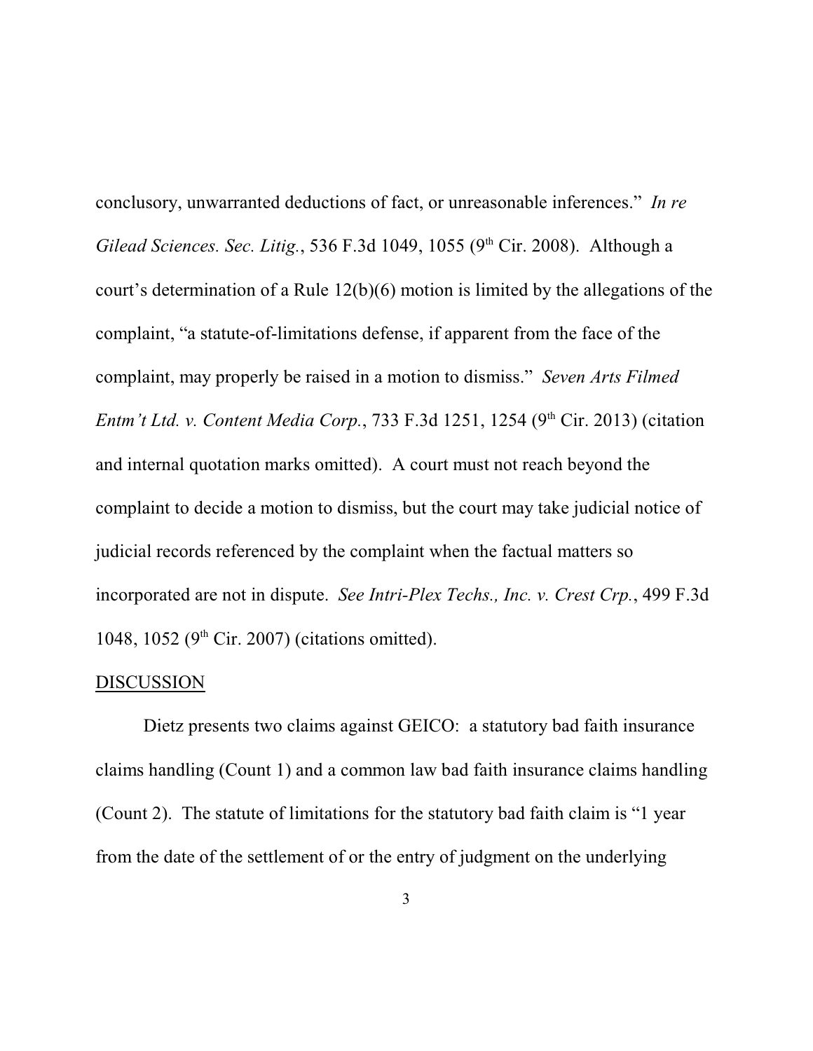conclusory, unwarranted deductions of fact, or unreasonable inferences." *In re Gilead Sciences. Sec. Litig.*, 536 F.3d 1049, 1055 (9th Cir. 2008). Although a court's determination of a Rule 12(b)(6) motion is limited by the allegations of the complaint, "a statute-of-limitations defense, if apparent from the face of the complaint, may properly be raised in a motion to dismiss." *Seven Arts Filmed Entm't Ltd. v. Content Media Corp.*, 733 F.3d 1251, 1254 (9th Cir. 2013) (citation and internal quotation marks omitted). A court must not reach beyond the complaint to decide a motion to dismiss, but the court may take judicial notice of judicial records referenced by the complaint when the factual matters so incorporated are not in dispute. *See Intri-Plex Techs., Inc. v. Crest Crp.*, 499 F.3d 1048, 1052 (9th Cir. 2007) (citations omitted).

DISCUSSION

Dietz presents two claims against GEICO: a statutory bad faith insurance claims handling (Count 1) and a common law bad faith insurance claims handling (Count 2). The statute of limitations for the statutory bad faith claim is "1 year from the date of the settlement of or the entry of judgment on the underlying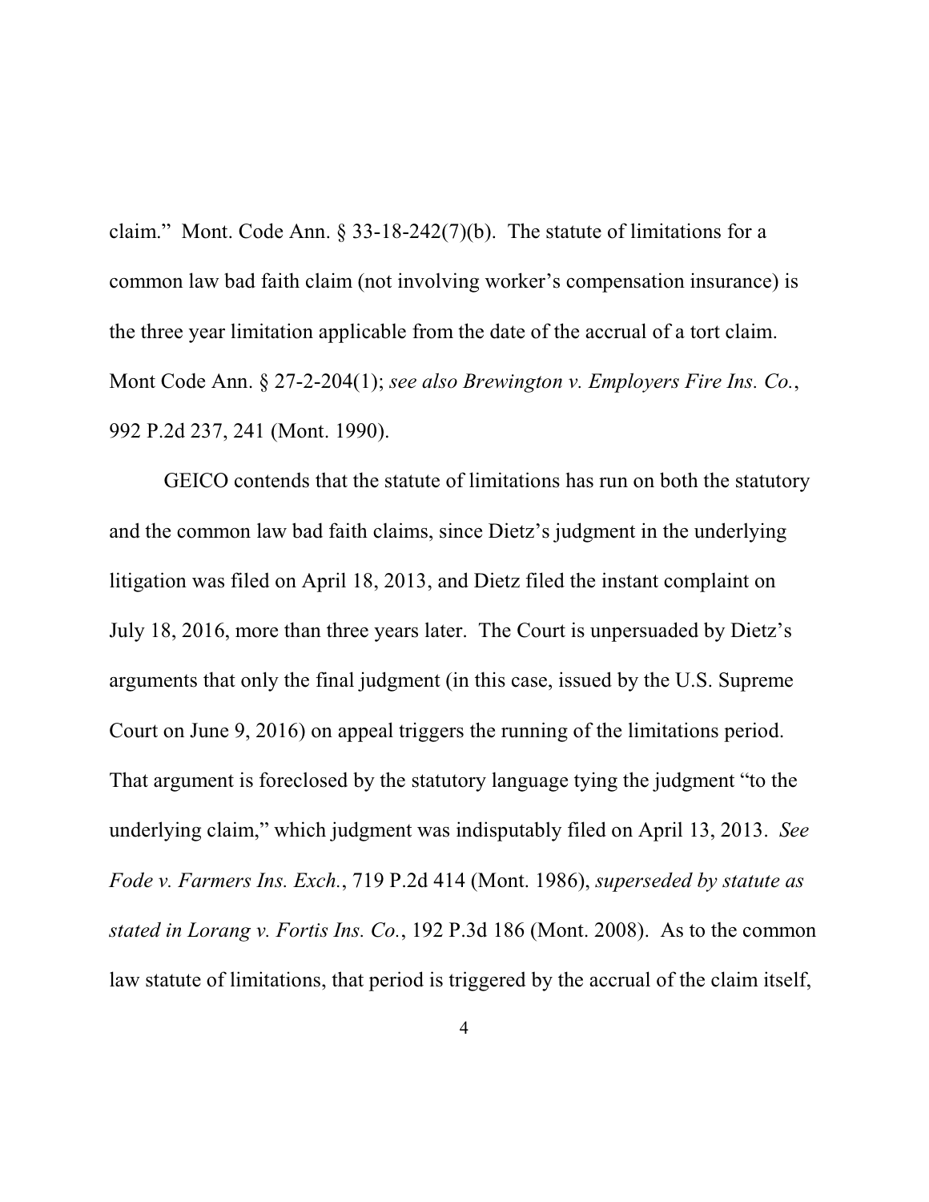claim." Mont. Code Ann. § 33-18-242(7)(b). The statute of limitations for a common law bad faith claim (not involving worker's compensation insurance) is the three year limitation applicable from the date of the accrual of a tort claim. Mont Code Ann. § 27-2-204(1); *see also Brewington v. Employers Fire Ins. Co.*, 992 P.2d 237, 241 (Mont. 1990).

GEICO contends that the statute of limitations has run on both the statutory and the common law bad faith claims, since Dietz's judgment in the underlying litigation was filed on April 18, 2013, and Dietz filed the instant complaint on July 18, 2016, more than three years later. The Court is unpersuaded by Dietz's arguments that only the final judgment (in this case, issued by the U.S. Supreme Court on June 9, 2016) on appeal triggers the running of the limitations period. That argument is foreclosed by the statutory language tying the judgment "to the underlying claim," which judgment was indisputably filed on April 13, 2013. *See Fode v. Farmers Ins. Exch.*, 719 P.2d 414 (Mont. 1986), *superseded by statute as stated in Lorang v. Fortis Ins. Co.*, 192 P.3d 186 (Mont. 2008). As to the common law statute of limitations, that period is triggered by the accrual of the claim itself,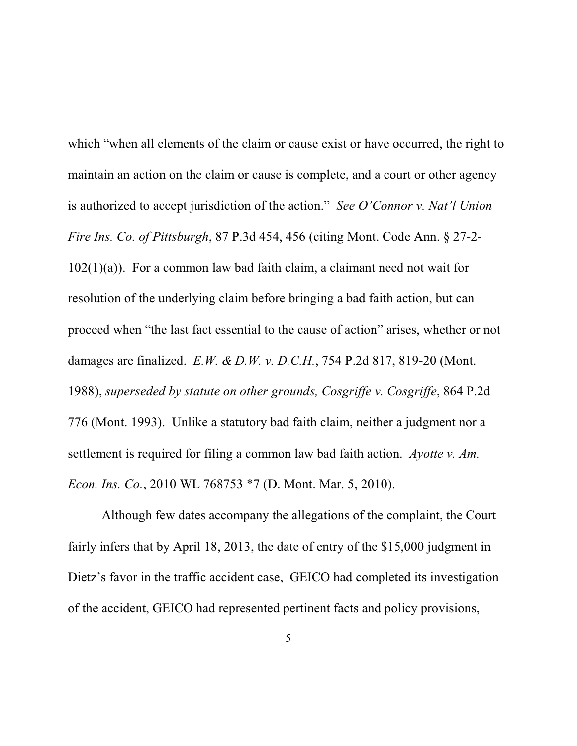which "when all elements of the claim or cause exist or have occurred, the right to maintain an action on the claim or cause is complete, and a court or other agency is authorized to accept jurisdiction of the action." *See O'Connor v. Nat'l Union Fire Ins. Co. of Pittsburgh*, 87 P.3d 454, 456 (citing Mont. Code Ann. § 27-2-102(1)(a)). For a common law bad faith claim, a claimant need not wait for resolution of the underlying claim before bringing a bad faith action, but can proceed when "the last fact essential to the cause of action" arises, whether or not damages are finalized. *E.W. & D.W. v. D.C.H.*, 754 P.2d 817, 819-20 (Mont. 1988), *superseded by statute on other grounds, Cosgriffe v. Cosgriffe*, 864 P.2d 776 (Mont. 1993). Unlike a statutory bad faith claim, neither a judgment nor a settlement is required for filing a common law bad faith action. *Ayotte v. Am. Econ. Ins. Co.*, 2010 WL 768753 *7 (D. Mont. Mar. 5, 2010).

Although few dates accompany the allegations of the complaint, the Court fairly infers that by April 18, 2013, the date of entry of the $15,000 judgment in Dietz's favor in the traffic accident case, GEICO had completed its investigation of the accident, GEICO had represented pertinent facts and policy provisions,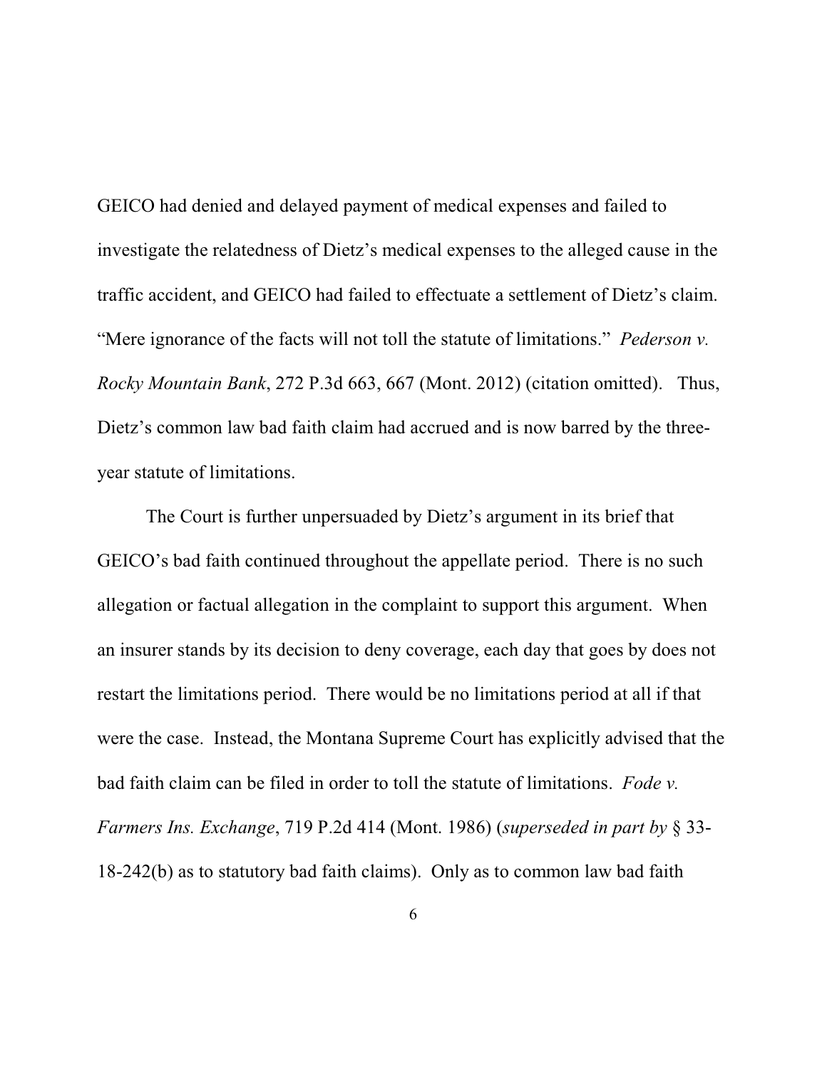GEICO had denied and delayed payment of medical expenses and failed to investigate the relatedness of Dietz's medical expenses to the alleged cause in the traffic accident, and GEICO had failed to effectuate a settlement of Dietz's claim. "Mere ignorance of the facts will not toll the statute of limitations." *Pederson v. Rocky Mountain Bank*, 272 P.3d 663, 667 (Mont. 2012) (citation omitted). Thus, Dietz's common law bad faith claim had accrued and is now barred by the three-year statute of limitations.

The Court is further unpersuaded by Dietz's argument in its brief that GEICO's bad faith continued throughout the appellate period. There is no such allegation or factual allegation in the complaint to support this argument. When an insurer stands by its decision to deny coverage, each day that goes by does not restart the limitations period. There would be no limitations period at all if that were the case. Instead, the Montana Supreme Court has explicitly advised that the bad faith claim can be filed in order to toll the statute of limitations. *Fode v. Farmers Ins. Exchange*, 719 P.2d 414 (Mont. 1986) (*superseded in part by* § 33-18-242(b) as to statutory bad faith claims). Only as to common law bad faith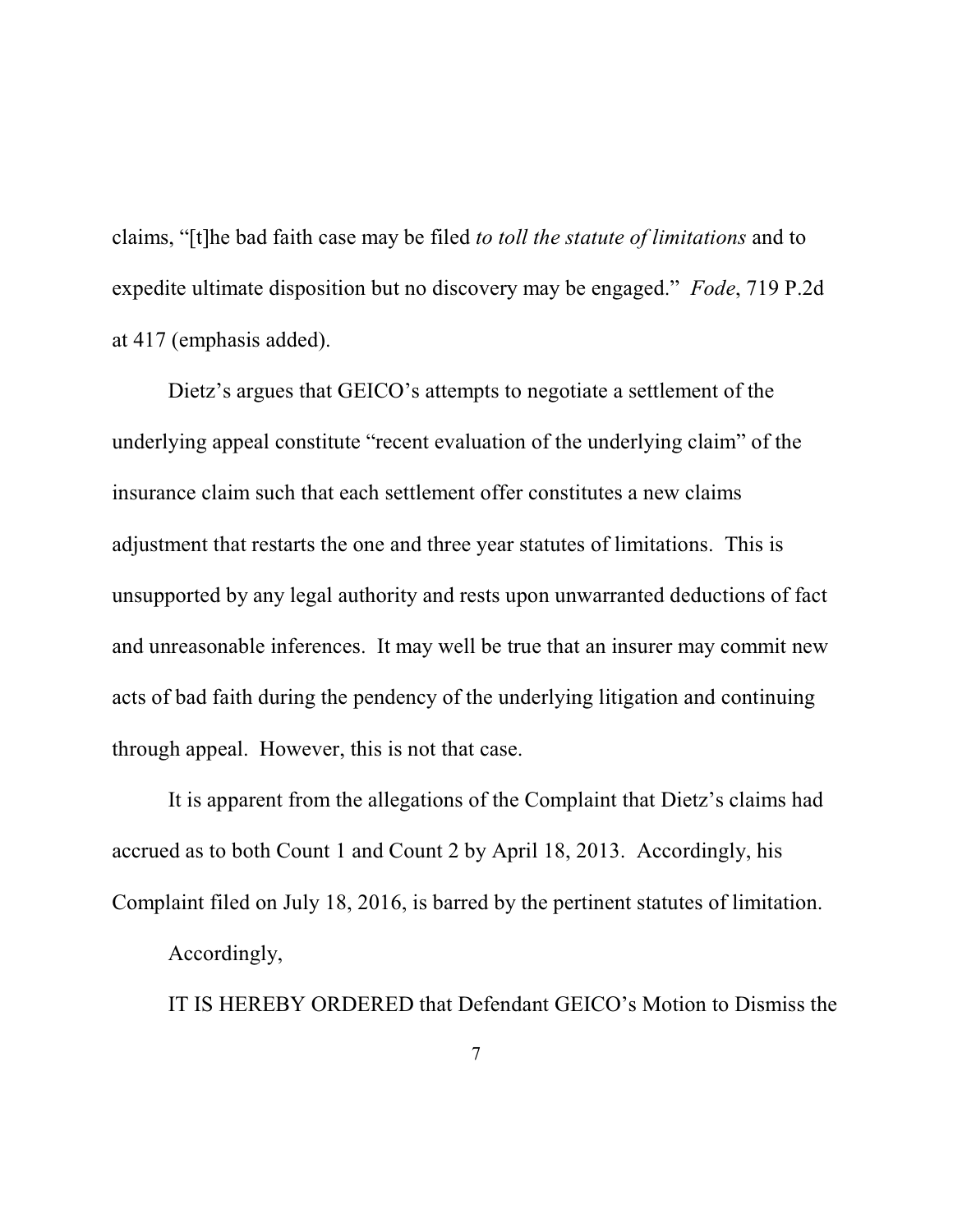claims, "[t]he bad faith case may be filed *to toll the statute of limitations* and to expedite ultimate disposition but no discovery may be engaged." *Fode*, 719 P.2d at 417 (emphasis added).

Dietz's argues that GEICO's attempts to negotiate a settlement of the underlying appeal constitute "recent evaluation of the underlying claim" of the insurance claim such that each settlement offer constitutes a new claims adjustment that restarts the one and three year statutes of limitations. This is unsupported by any legal authority and rests upon unwarranted deductions of fact and unreasonable inferences. It may well be true that an insurer may commit new acts of bad faith during the pendency of the underlying litigation and continuing through appeal. However, this is not that case.

It is apparent from the allegations of the Complaint that Dietz's claims had accrued as to both Count 1 and Count 2 by April 18, 2013. Accordingly, his Complaint filed on July 18, 2016, is barred by the pertinent statutes of limitation.

Accordingly,

IT IS HEREBY ORDERED that Defendant GEICO's Motion to Dismiss the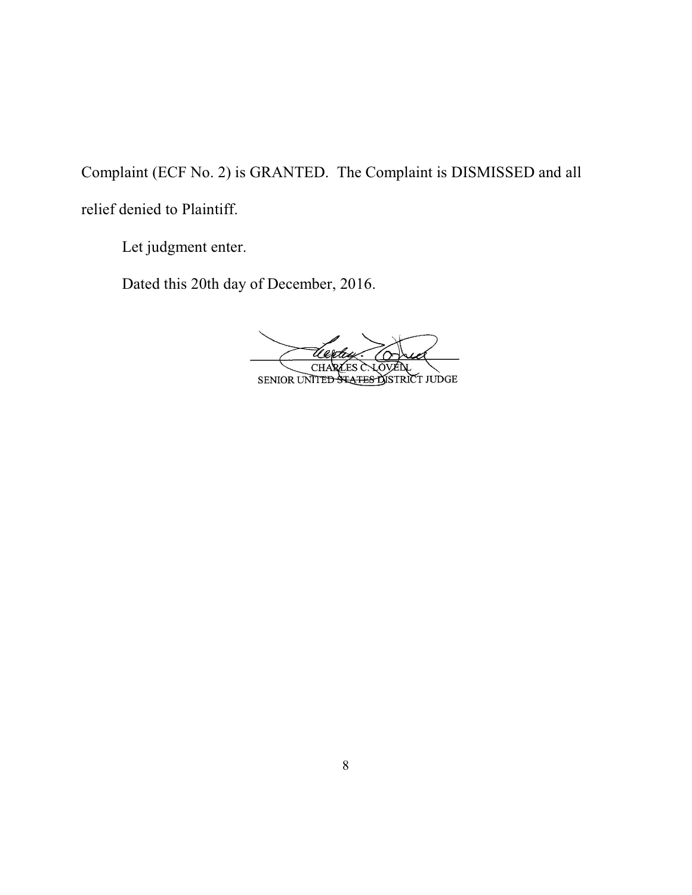Complaint (ECF No. 2) is GRANTED. The Complaint is DISMISSED and all relief denied to Plaintiff.

Let judgment enter.

Dated this 20th day of December, 2016.

CHARLES C. LOVELL
SENIOR UNITED STATES DISTRICT JUDGE